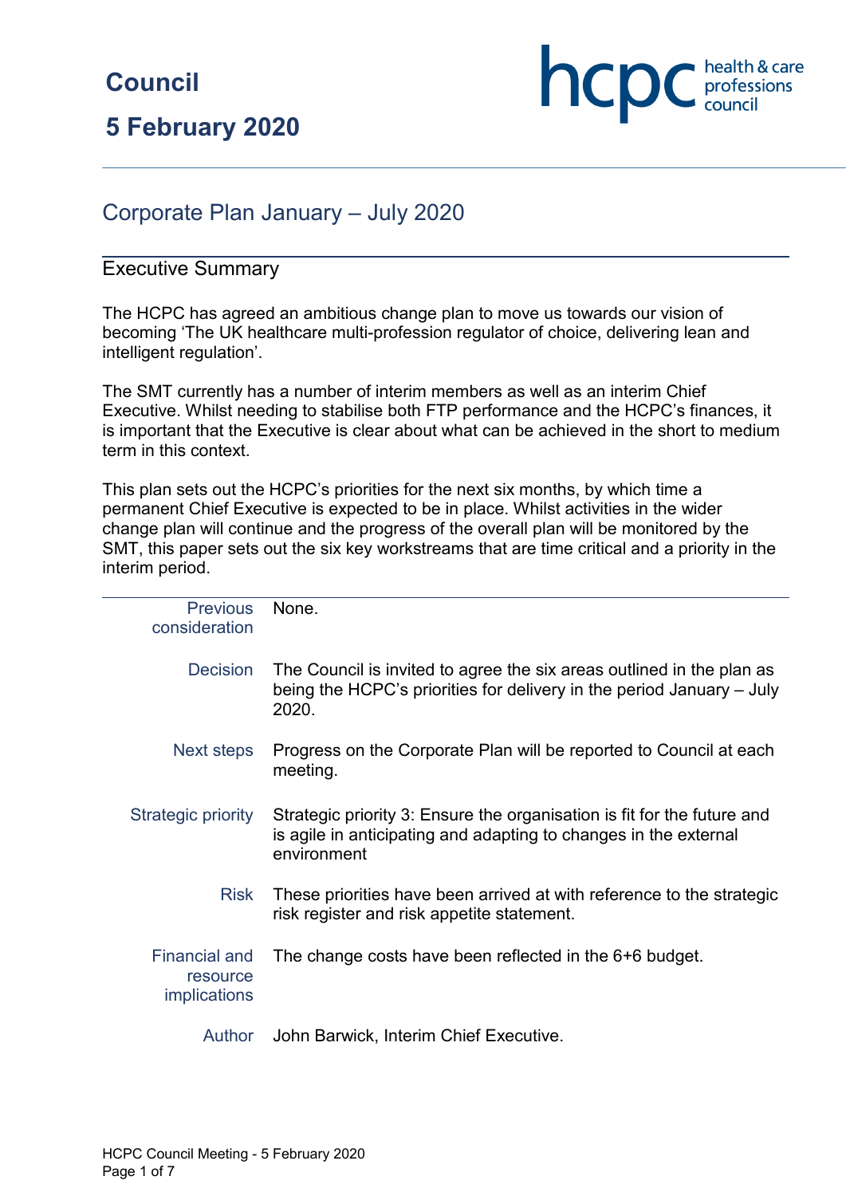# Council

## 5 February 2020

## Corpore Plan January – July 2020

### Executive Summary

The HCPC has agreed an ambitious change plan to move us towards our vision of becoming 'The UK healthcare multi-profession regulator of choice, delivering lean and intelligent regulation'.

The SMT currently has a number of interim members as well as an interim Chief Executive. Whilst needing to stabilise both FTP performance and the HCPC's finances, it is important that the Executive is clear about what can be achieved in the short to medium term in this context.

This plan sets out the HCPC's priorities for the next six months, by which time a permanent Chief Executive is expected to be in place. Whilst activities in the wider change plan will continue and the progress of the overall plan will be monitored by the SMT, this paper sets out the six key workstreams that are time critical and a priority in the interim period.

| | |
|---|---|
| Previous consideration | None. |
| Decision | The Council is invited to agree the six areas outlined in the plan as being the HCPC's priorities for delivery in the period January – July 2020. |
| Next steps | Progress on the Corporate Plan will be reported to Council at each meeting. |
| Strategic priority | Strategic priority 3: Ensure the organisation is fit for the future and is agile in anticipating and adapting to changes in the external environment |
| Risk | These priorities have been arrived at with reference to the strategic risk register and risk appetite statement. |
| Financial and resource implications | The change costs have been reflected in the 6+6 budget. |
| Author | John Barwick, Interim Chief Executive. |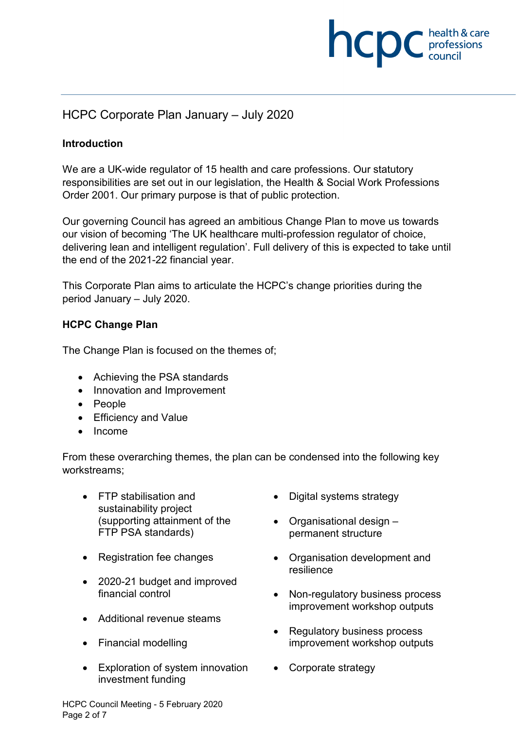# HCPC Corporate Plan January – July 2020

## Introduction

We are a UK-wide regulator of 15 health and care professions. Our statutory responsibilities are set out in our legislation, the Health & Social Work Professions Order 2001. Our primary purpose is that of public protection.

Our governing Council has agreed an ambitious Change Plan to move us towards our vision of becoming 'The UK healthcare multi-profession regulator of choice, delivering lean and intelligent regulation'. Full delivery of this is expected to take until the end of the 2021-22 financial year.

This Corporate Plan aims to articulate the HCPC's change priorities during the period January – July 2020.

## HCPC Change Plan

The Change Plan is focused on the themes of;

- Achieving the PSA standards
- Innovation and Improvement
- People
- Efficiency and Value
- Income

From these overarching themes, the plan can be condensed into the following key workstreams;

- FTP stabilisation and sustainability project (supporting attainment of the FTP PSA standards)
- Registration fee changes
- 2020-21 budget and improved financial control
- Additional revenue steams
- Financial modelling
- Exploration of system innovation investment funding
- Digital systems strategy
- Organisational design – permanent structure
- Organisation development and resilience
- Non-regulatory business process improvement workshop outputs
- Regulatory business process improvement workshop outputs
- Corporate strategy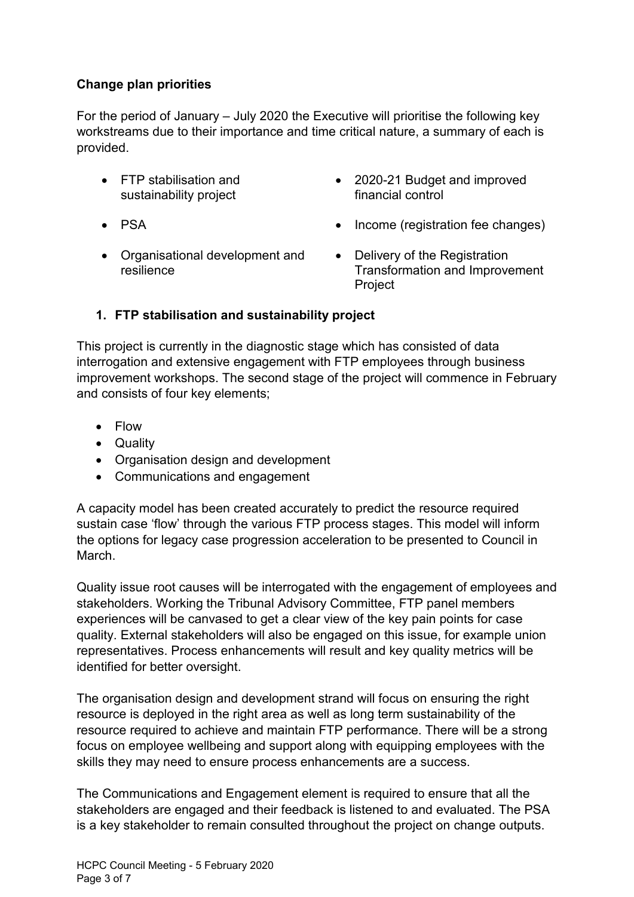**Change plan priorities**

For the period of January – July 2020 the Executive will prioritise the following key workstreams due to their importance and time critical nature, a summary of each is provided.

- FTP stabilisation and sustainability project
- PSA
- Organisational development and resilience
- 2020-21 Budget and improved financial control
- Income (registration fee changes)
- Delivery of the Registration Transformation and Improvement Project

**1. FTP stabilisation and sustainability project**

This project is currently in the diagnostic stage which has consisted of data interrogation and extensive engagement with FTP employees through business improvement workshops. The second stage of the project will commence in February and consists of four key elements;

- Flow
- Quality
- Organisation design and development
- Communications and engagement

A capacity model has been created accurately to predict the resource required sustain case 'flow' through the various FTP process stages. This model will inform the options for legacy case progression acceleration to be presented to Council in March.

Quality issue root causes will be interrogated with the engagement of employees and stakeholders. Working the Tribunal Advisory Committee, FTP panel members experiences will be canvased to get a clear view of the key pain points for case quality. External stakeholders will also be engaged on this issue, for example union representatives. Process enhancements will result and key quality metrics will be identified for better oversight.

The organisation design and development strand will focus on ensuring the right resource is deployed in the right area as well as long term sustainability of the resource required to achieve and maintain FTP performance. There will be a strong focus on employee wellbeing and support along with equipping employees with the skills they may need to ensure process enhancements are a success.

The Communications and Engagement element is required to ensure that all the stakeholders are engaged and their feedback is listened to and evaluated. The PSA is a key stakeholder to remain consulted throughout the project on change outputs.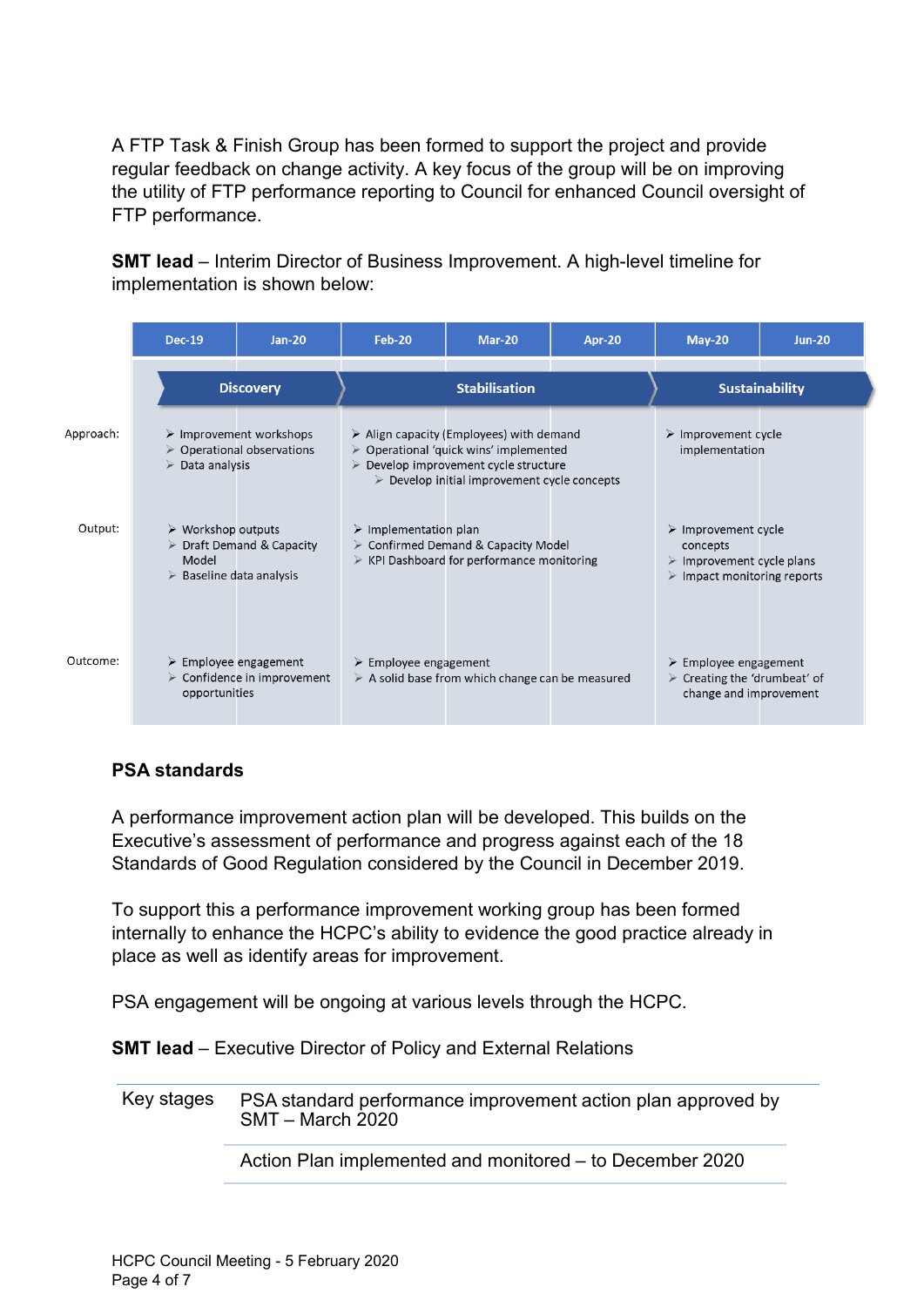A FTP Task & Finish Group has been formed to support the project and provide regular feedback on change activity. A key focus of the group will be on improving the utility of FTP performance reporting to Council for enhanced Council oversight of FTP performance.

**SMT lead** – Interim Director of Business Improvement. A high-level timeline for implementation is shown below:

| | Dec-19 – Jan-20 | Feb-20 – Apr-20 | May-20 – Jun-20 |
|---|---|---|---|
| | **Discovery** | **Stabilisation** | **Sustainability** |
| Approach: | ➢ Improvement workshops<br>➢ Operational observations<br>➢ Data analysis | ➢ Align capacity (Employees) with demand<br>➢ Operational 'quick wins' implemented<br>➢ Develop improvement cycle structure<br>➢ Develop initial improvement cycle concepts | ➢ Improvement cycle implementation |
| Output: | ➢ Workshop outputs<br>➢ Draft Demand & Capacity Model<br>➢ Baseline data analysis | ➢ Implementation plan<br>➢ Confirmed Demand & Capacity Model<br>➢ KPI Dashboard for performance monitoring | ➢ Improvement cycle concepts<br>➢ Improvement cycle plans<br>➢ Impact monitoring reports |
| Outcome: | ➢ Employee engagement<br>➢ Confidence in improvement opportunities | ➢ Employee engagement<br>➢ A solid base from which change can be measured | ➢ Employee engagement<br>➢ Creating the 'drumbeat' of change and improvement |

**PSA standards**

A performance improvement action plan will be developed. This builds on the Executive's assessment of performance and progress against each of the 18 Standards of Good Regulation considered by the Council in December 2019.

To support this a performance improvement working group has been formed internally to enhance the HCPC's ability to evidence the good practice already in place as well as identify areas for improvement.

PSA engagement will be ongoing at various levels through the HCPC.

**SMT lead** – Executive Director of Policy and External Relations

| Key stages | PSA standard performance improvement action plan approved by SMT – March 2020 |
|---|---|
| | Action Plan implemented and monitored – to December 2020 |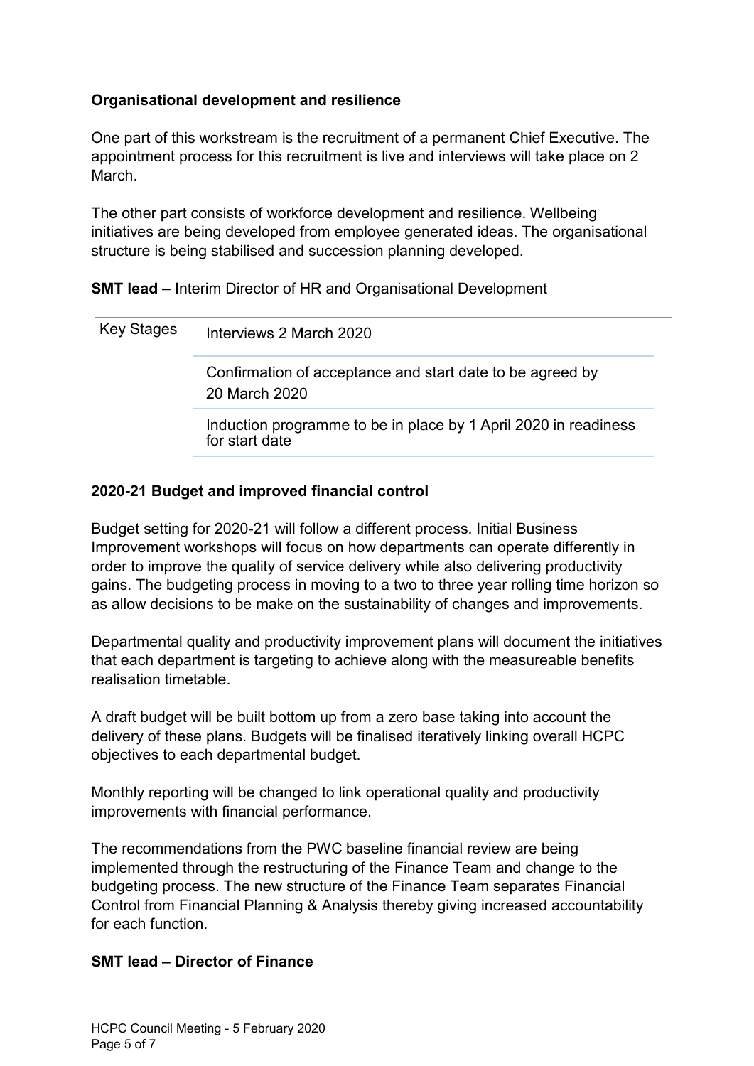**Organisational development and resilience**

One part of this workstream is the recruitment of a permanent Chief Executive. The appointment process for this recruitment is live and interviews will take place on 2 March.

The other part consists of workforce development and resilience. Wellbeing initiatives are being developed from employee generated ideas. The organisational structure is being stabilised and succession planning developed.

**SMT lead** – Interim Director of HR and Organisational Development

| Key Stages | Interviews 2 March 2020 |
|---|---|
| | Confirmation of acceptance and start date to be agreed by 20 March 2020 |
| | Induction programme to be in place by 1 April 2020 in readiness for start date |

**2020-21 Budget and improved financial control**

Budget setting for 2020-21 will follow a different process. Initial Business Improvement workshops will focus on how departments can operate differently in order to improve the quality of service delivery while also delivering productivity gains. The budgeting process in moving to a two to three year rolling time horizon so as allow decisions to be make on the sustainability of changes and improvements.

Departmental quality and productivity improvement plans will document the initiatives that each department is targeting to achieve along with the measureable benefits realisation timetable.

A draft budget will be built bottom up from a zero base taking into account the delivery of these plans. Budgets will be finalised iteratively linking overall HCPC objectives to each departmental budget.

Monthly reporting will be changed to link operational quality and productivity improvements with financial performance.

The recommendations from the PWC baseline financial review are being implemented through the restructuring of the Finance Team and change to the budgeting process. The new structure of the Finance Team separates Financial Control from Financial Planning & Analysis thereby giving increased accountability for each function.

**SMT lead – Director of Finance**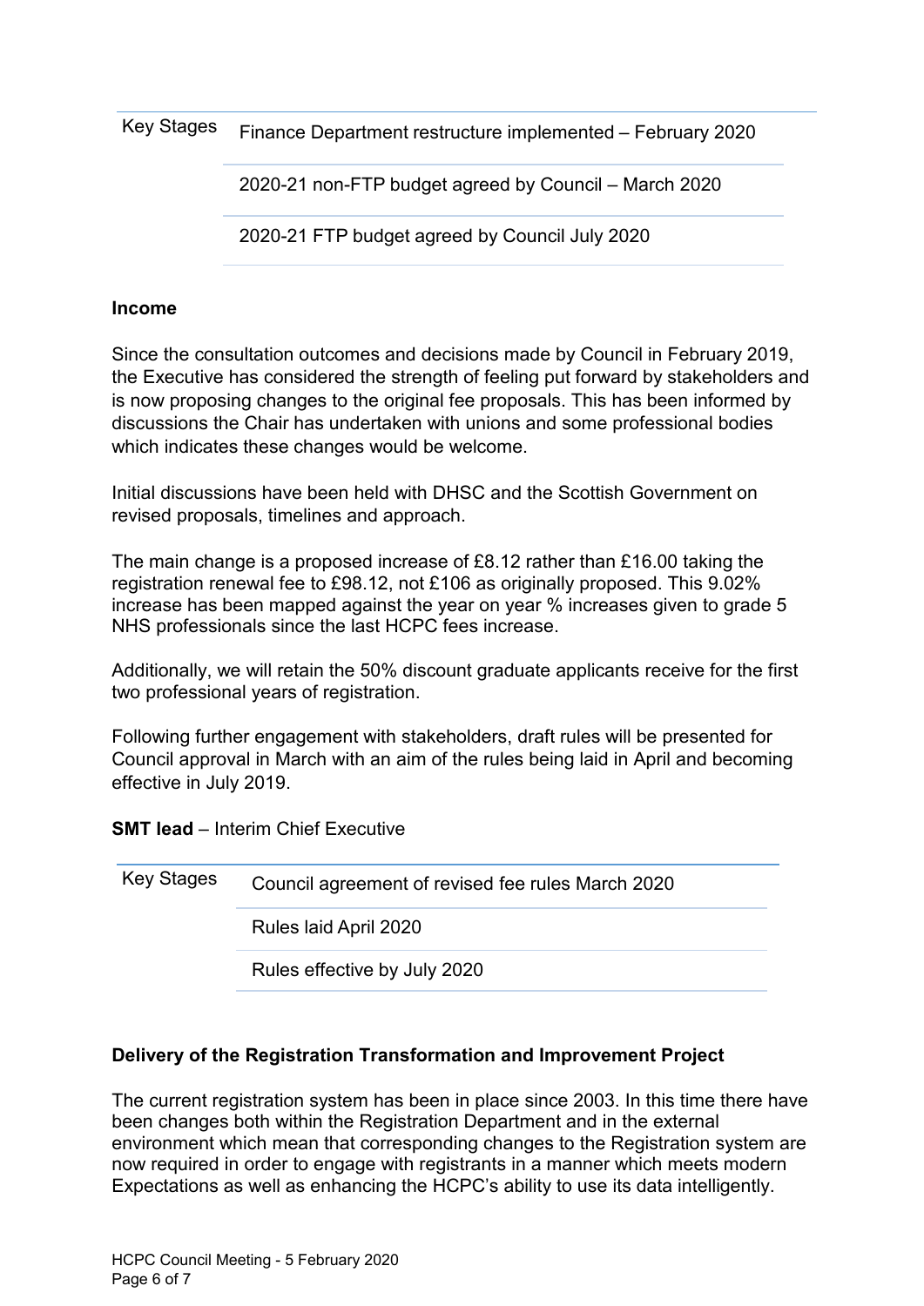| Key Stages | Finance Department restructure implemented – February 2020 |
| --- | --- |
| | 2020-21 non-FTP budget agreed by Council – March 2020 |
| | 2020-21 FTP budget agreed by Council July 2020 |

**Income**

Since the consultation outcomes and decisions made by Council in February 2019, the Executive has considered the strength of feeling put forward by stakeholders and is now proposing changes to the original fee proposals. This has been informed by discussions the Chair has undertaken with unions and some professional bodies which indicates these changes would be welcome.

Initial discussions have been held with DHSC and the Scottish Government on revised proposals, timelines and approach.

The main change is a proposed increase of £8.12 rather than £16.00 taking the registration renewal fee to £98.12, not £106 as originally proposed. This 9.02% increase has been mapped against the year on year % increases given to grade 5 NHS professionals since the last HCPC fees increase.

Additionally, we will retain the 50% discount graduate applicants receive for the first two professional years of registration.

Following further engagement with stakeholders, draft rules will be presented for Council approval in March with an aim of the rules being laid in April and becoming effective in July 2019.

**SMT lead** – Interim Chief Executive

| Key Stages | Council agreement of revised fee rules March 2020 |
| --- | --- |
| | Rules laid April 2020 |
| | Rules effective by July 2020 |

**Delivery of the Registration Transformation and Improvement Project**

The current registration system has been in place since 2003. In this time there have been changes both within the Registration Department and in the external environment which mean that corresponding changes to the Registration system are now required in order to engage with registrants in a manner which meets modern Expectations as well as enhancing the HCPC's ability to use its data intelligently.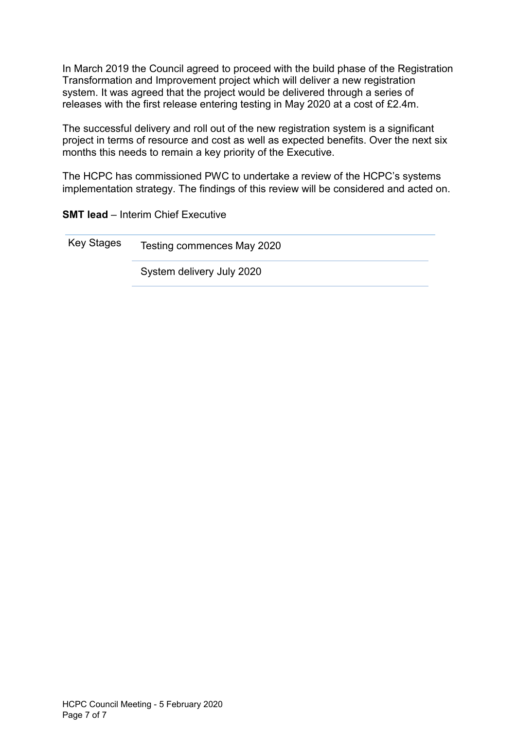In March 2019 the Council agreed to proceed with the build phase of the Registration Transformation and Improvement project which will deliver a new registration system. It was agreed that the project would be delivered through a series of releases with the first release entering testing in May 2020 at a cost of £2.4m.

The successful delivery and roll out of the new registration system is a significant project in terms of resource and cost as well as expected benefits. Over the next six months this needs to remain a key priority of the Executive.

The HCPC has commissioned PWC to undertake a review of the HCPC's systems implementation strategy. The findings of this review will be considered and acted on.

**SMT lead** – Interim Chief Executive

| | |
|---|---|
| Key Stages | Testing commences May 2020 |
| | System delivery July 2020 |